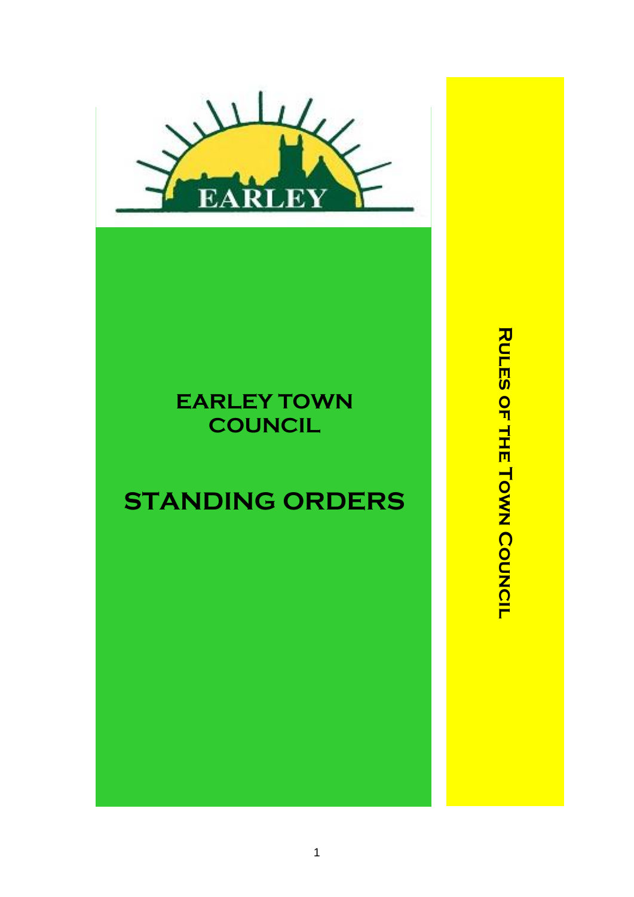EARLEY

# EARLEY TOWN COUNCIL

# STANDING ORDERS

RULES OF THE TOWN COUNCIL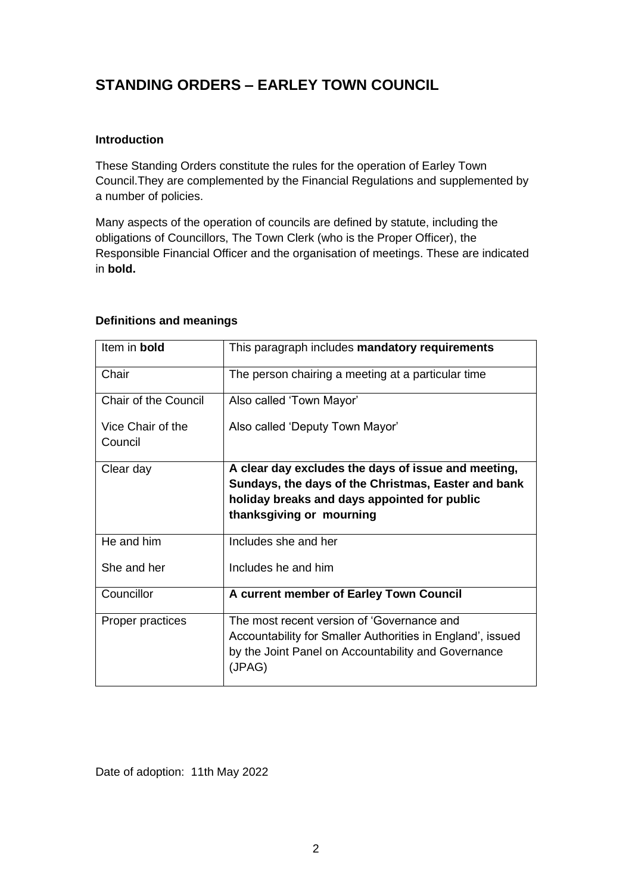# STANDING ORDERS – EARLEY TOWN COUNCIL

### Introduction

These Standing Orders constitute the rules for the operation of Earley Town Council.They are complemented by the Financial Regulations and supplemented by a number of policies.

Many aspects of the operation of councils are defined by statute, including the obligations of Councillors, The Town Clerk (who is the Proper Officer), the Responsible Financial Officer and the organisation of meetings. These are indicated in **bold.**

### Definitions and meanings

| Item in **bold** | This paragraph includes **mandatory requirements** |
|---|---|
| Chair | The person chairing a meeting at a particular time |
| Chair of the Council<br><br>Vice Chair of the Council | Also called 'Town Mayor'<br><br>Also called 'Deputy Town Mayor' |
| Clear day | **A clear day excludes the days of issue and meeting, Sundays, the days of the Christmas, Easter and bank holiday breaks and days appointed for public thanksgiving or mourning** |
| He and him<br><br>She and her | Includes she and her<br><br>Includes he and him |
| Councillor | **A current member of Earley Town Council** |
| Proper practices | The most recent version of 'Governance and Accountability for Smaller Authorities in England', issued by the Joint Panel on Accountability and Governance (JPAG) |

Date of adoption: 11th May 2022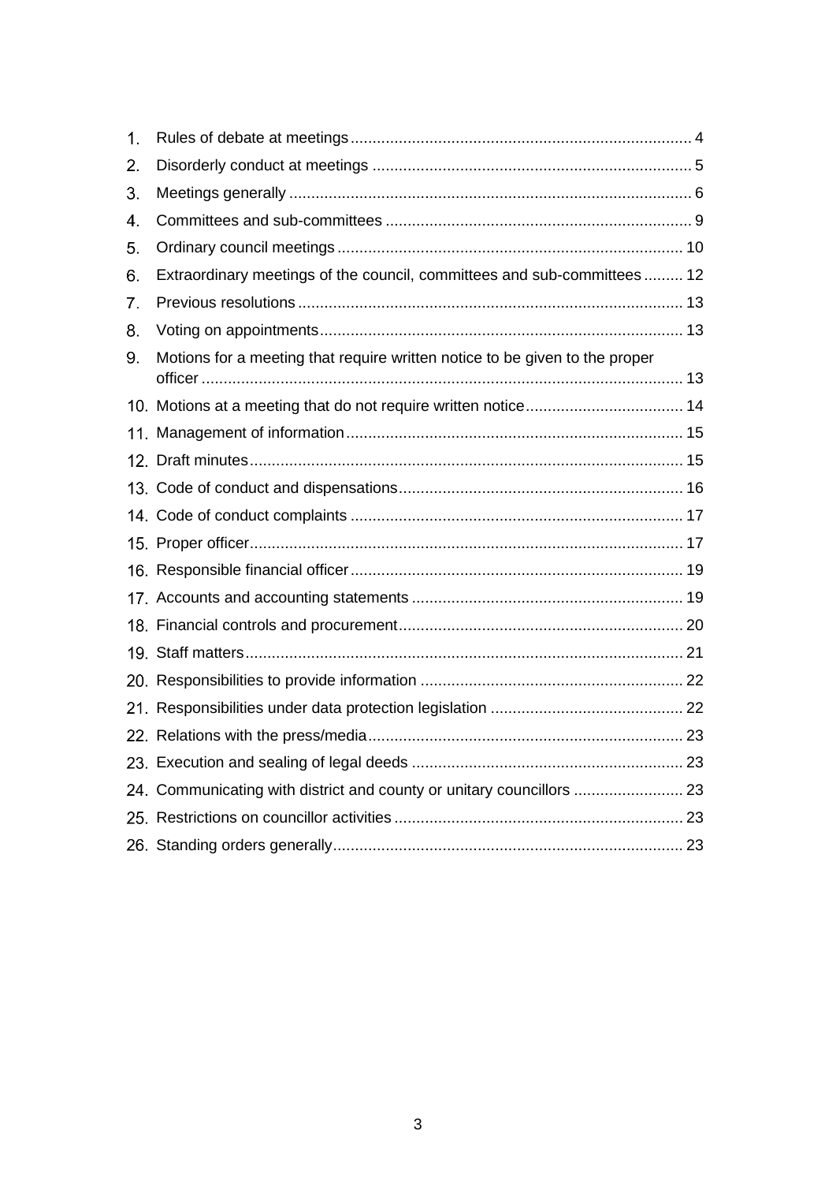1. Rules of debate at meetings ..... 4
2. Disorderly conduct at meetings ..... 5
3. Meetings generally ..... 6
4. Committees and sub-committees ..... 9
5. Ordinary council meetings ..... 10
6. Extraordinary meetings of the council, committees and sub-committees ..... 12
7. Previous resolutions ..... 13
8. Voting on appointments ..... 13
9. Motions for a meeting that require written notice to be given to the proper officer ..... 13
10. Motions at a meeting that do not require written notice ..... 14
11. Management of information ..... 15
12. Draft minutes ..... 15
13. Code of conduct and dispensations ..... 16
14. Code of conduct complaints ..... 17
15. Proper officer ..... 17
16. Responsible financial officer ..... 19
17. Accounts and accounting statements ..... 19
18. Financial controls and procurement ..... 20
19. Staff matters ..... 21
20. Responsibilities to provide information ..... 22
21. Responsibilities under data protection legislation ..... 22
22. Relations with the press/media ..... 23
23. Execution and sealing of legal deeds ..... 23
24. Communicating with district and county or unitary councillors ..... 23
25. Restrictions on councillor activities ..... 23
26. Standing orders generally ..... 23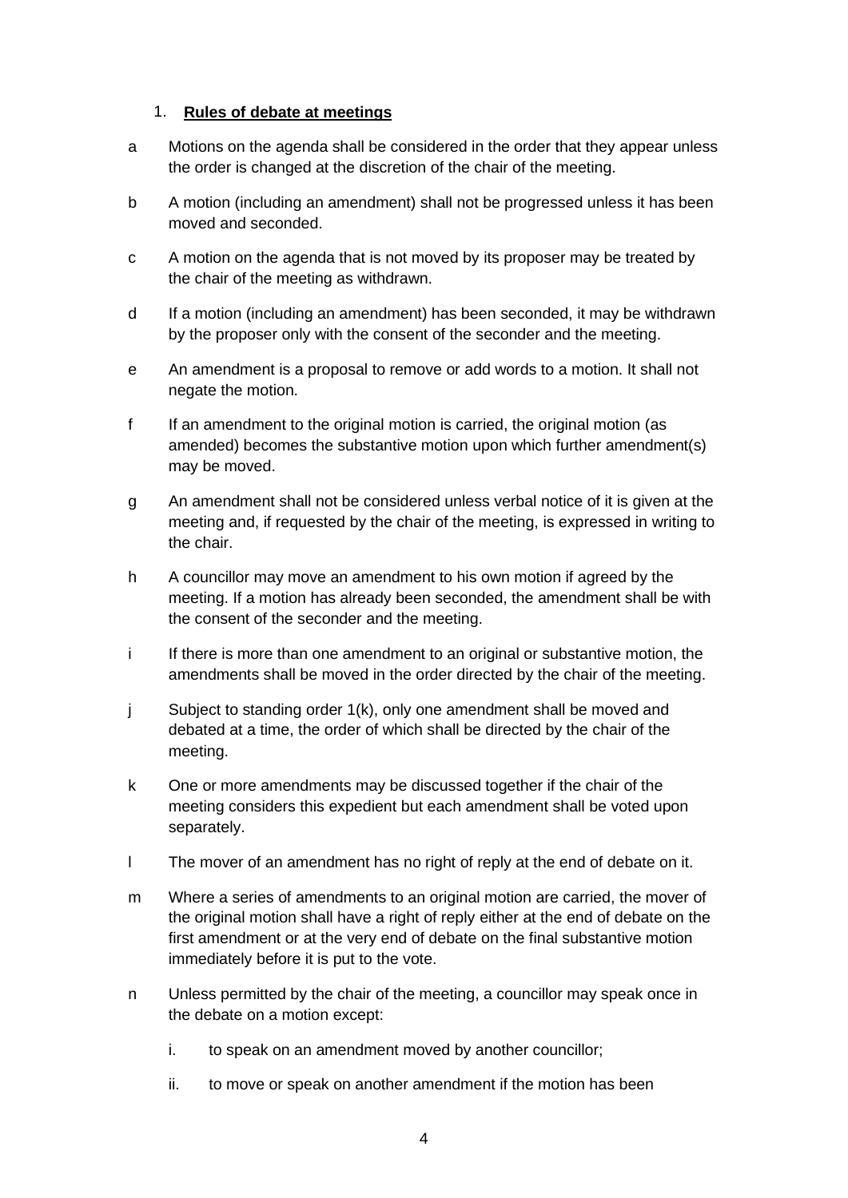## 1. **Rules of debate at meetings**

a Motions on the agenda shall be considered in the order that they appear unless the order is changed at the discretion of the chair of the meeting.

b A motion (including an amendment) shall not be progressed unless it has been moved and seconded.

c A motion on the agenda that is not moved by its proposer may be treated by the chair of the meeting as withdrawn.

d If a motion (including an amendment) has been seconded, it may be withdrawn by the proposer only with the consent of the seconder and the meeting.

e An amendment is a proposal to remove or add words to a motion. It shall not negate the motion.

f If an amendment to the original motion is carried, the original motion (as amended) becomes the substantive motion upon which further amendment(s) may be moved.

g An amendment shall not be considered unless verbal notice of it is given at the meeting and, if requested by the chair of the meeting, is expressed in writing to the chair.

h A councillor may move an amendment to his own motion if agreed by the meeting. If a motion has already been seconded, the amendment shall be with the consent of the seconder and the meeting.

i If there is more than one amendment to an original or substantive motion, the amendments shall be moved in the order directed by the chair of the meeting.

j Subject to standing order 1(k), only one amendment shall be moved and debated at a time, the order of which shall be directed by the chair of the meeting.

k One or more amendments may be discussed together if the chair of the meeting considers this expedient but each amendment shall be voted upon separately.

l The mover of an amendment has no right of reply at the end of debate on it.

m Where a series of amendments to an original motion are carried, the mover of the original motion shall have a right of reply either at the end of debate on the first amendment or at the very end of debate on the final substantive motion immediately before it is put to the vote.

n Unless permitted by the chair of the meeting, a councillor may speak once in the debate on a motion except:

   i. to speak on an amendment moved by another councillor;

   ii. to move or speak on another amendment if the motion has been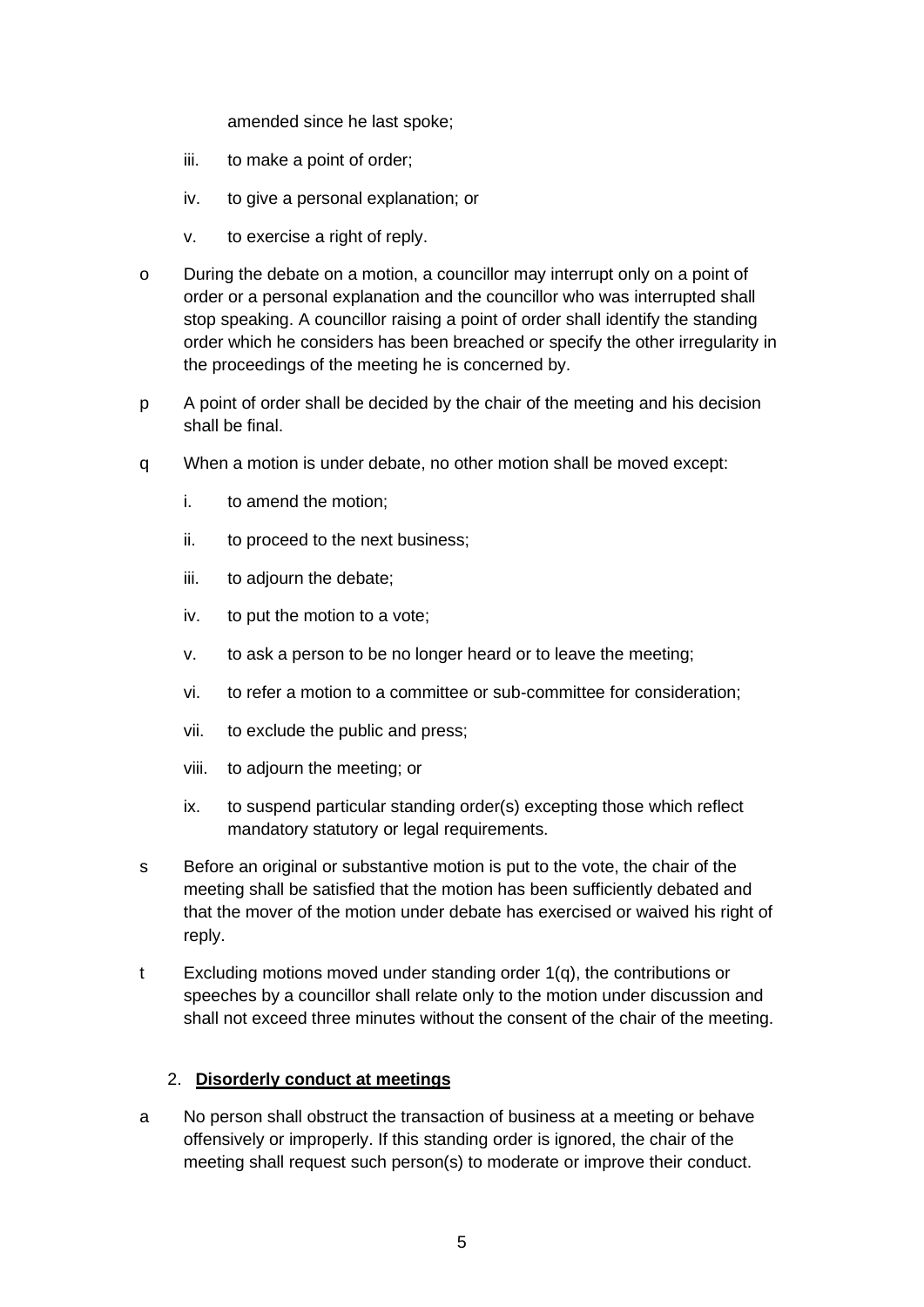amended since he last spoke;

iii. to make a point of order;

iv. to give a personal explanation; or

v. to exercise a right of reply.

o During the debate on a motion, a councillor may interrupt only on a point of order or a personal explanation and the councillor who was interrupted shall stop speaking. A councillor raising a point of order shall identify the standing order which he considers has been breached or specify the other irregularity in the proceedings of the meeting he is concerned by.

p A point of order shall be decided by the chair of the meeting and his decision shall be final.

q When a motion is under debate, no other motion shall be moved except:

i. to amend the motion;

ii. to proceed to the next business;

iii. to adjourn the debate;

iv. to put the motion to a vote;

v. to ask a person to be no longer heard or to leave the meeting;

vi. to refer a motion to a committee or sub-committee for consideration;

vii. to exclude the public and press;

viii. to adjourn the meeting; or

ix. to suspend particular standing order(s) excepting those which reflect mandatory statutory or legal requirements.

s Before an original or substantive motion is put to the vote, the chair of the meeting shall be satisfied that the motion has been sufficiently debated and that the mover of the motion under debate has exercised or waived his right of reply.

t Excluding motions moved under standing order 1(q), the contributions or speeches by a councillor shall relate only to the motion under discussion and shall not exceed three minutes without the consent of the chair of the meeting.

## 2. **Disorderly conduct at meetings**

a No person shall obstruct the transaction of business at a meeting or behave offensively or improperly. If this standing order is ignored, the chair of the meeting shall request such person(s) to moderate or improve their conduct.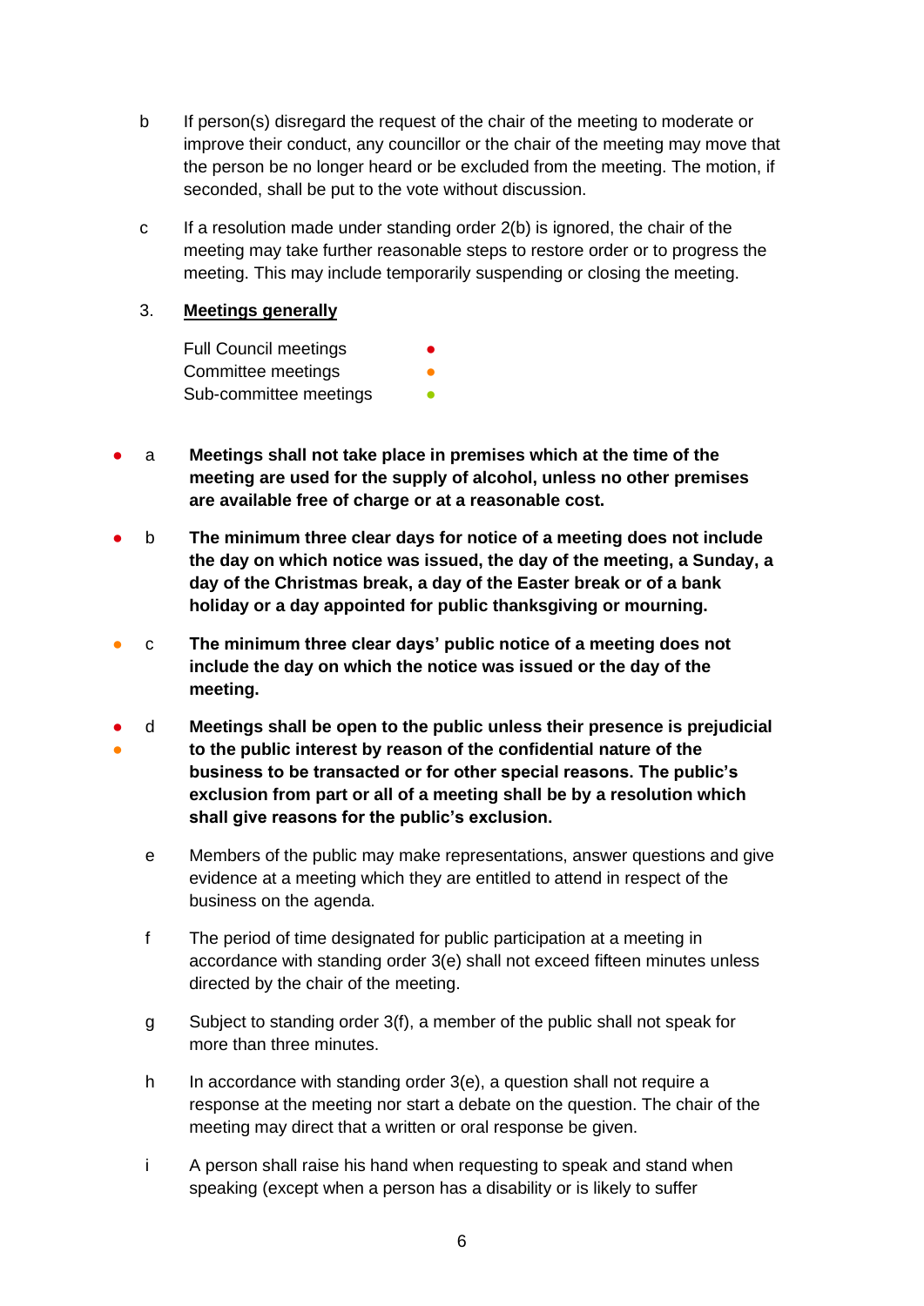b If person(s) disregard the request of the chair of the meeting to moderate or improve their conduct, any councillor or the chair of the meeting may move that the person be no longer heard or be excluded from the meeting. The motion, if seconded, shall be put to the vote without discussion.

c If a resolution made under standing order 2(b) is ignored, the chair of the meeting may take further reasonable steps to restore order or to progress the meeting. This may include temporarily suspending or closing the meeting.

3. **Meetings generally**

Full Council meetings ●
Committee meetings ●
Sub-committee meetings ●

● a **Meetings shall not take place in premises which at the time of the meeting are used for the supply of alcohol, unless no other premises are available free of charge or at a reasonable cost.**

● b **The minimum three clear days for notice of a meeting does not include the day on which notice was issued, the day of the meeting, a Sunday, a day of the Christmas break, a day of the Easter break or of a bank holiday or a day appointed for public thanksgiving or mourning.**

● c **The minimum three clear days' public notice of a meeting does not include the day on which the notice was issued or the day of the meeting.**

● ● d **Meetings shall be open to the public unless their presence is prejudicial to the public interest by reason of the confidential nature of the business to be transacted or for other special reasons. The public's exclusion from part or all of a meeting shall be by a resolution which shall give reasons for the public's exclusion.**

e Members of the public may make representations, answer questions and give evidence at a meeting which they are entitled to attend in respect of the business on the agenda.

f The period of time designated for public participation at a meeting in accordance with standing order 3(e) shall not exceed fifteen minutes unless directed by the chair of the meeting.

g Subject to standing order 3(f), a member of the public shall not speak for more than three minutes.

h In accordance with standing order 3(e), a question shall not require a response at the meeting nor start a debate on the question. The chair of the meeting may direct that a written or oral response be given.

i A person shall raise his hand when requesting to speak and stand when speaking (except when a person has a disability or is likely to suffer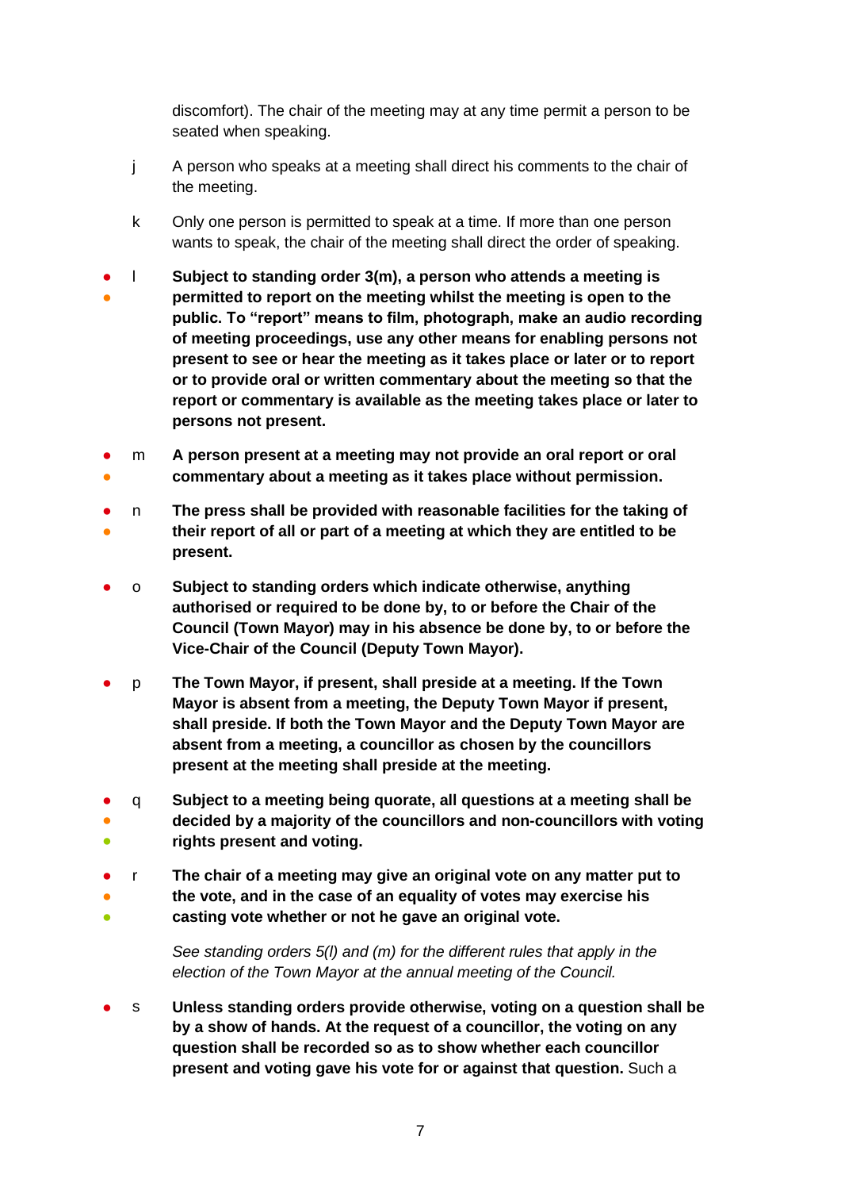discomfort). The chair of the meeting may at any time permit a person to be seated when speaking.

j A person who speaks at a meeting shall direct his comments to the chair of the meeting.

k Only one person is permitted to speak at a time. If more than one person wants to speak, the chair of the meeting shall direct the order of speaking.

● ● l **Subject to standing order 3(m), a person who attends a meeting is permitted to report on the meeting whilst the meeting is open to the public. To “report” means to film, photograph, make an audio recording of meeting proceedings, use any other means for enabling persons not present to see or hear the meeting as it takes place or later or to report or to provide oral or written commentary about the meeting so that the report or commentary is available as the meeting takes place or later to persons not present.**

● ● m **A person present at a meeting may not provide an oral report or oral commentary about a meeting as it takes place without permission.**

● ● n **The press shall be provided with reasonable facilities for the taking of their report of all or part of a meeting at which they are entitled to be present.**

● o **Subject to standing orders which indicate otherwise, anything authorised or required to be done by, to or before the Chair of the Council (Town Mayor) may in his absence be done by, to or before the Vice-Chair of the Council (Deputy Town Mayor).**

● p **The Town Mayor, if present, shall preside at a meeting. If the Town Mayor is absent from a meeting, the Deputy Town Mayor if present, shall preside. If both the Town Mayor and the Deputy Town Mayor are absent from a meeting, a councillor as chosen by the councillors present at the meeting shall preside at the meeting.**

● ● ● q **Subject to a meeting being quorate, all questions at a meeting shall be decided by a majority of the councillors and non-councillors with voting rights present and voting.**

● ● ● r **The chair of a meeting may give an original vote on any matter put to the vote, and in the case of an equality of votes may exercise his casting vote whether or not he gave an original vote.**

*See standing orders 5(l) and (m) for the different rules that apply in the election of the Town Mayor at the annual meeting of the Council.*

● s **Unless standing orders provide otherwise, voting on a question shall be by a show of hands. At the request of a councillor, the voting on any question shall be recorded so as to show whether each councillor present and voting gave his vote for or against that question.** Such a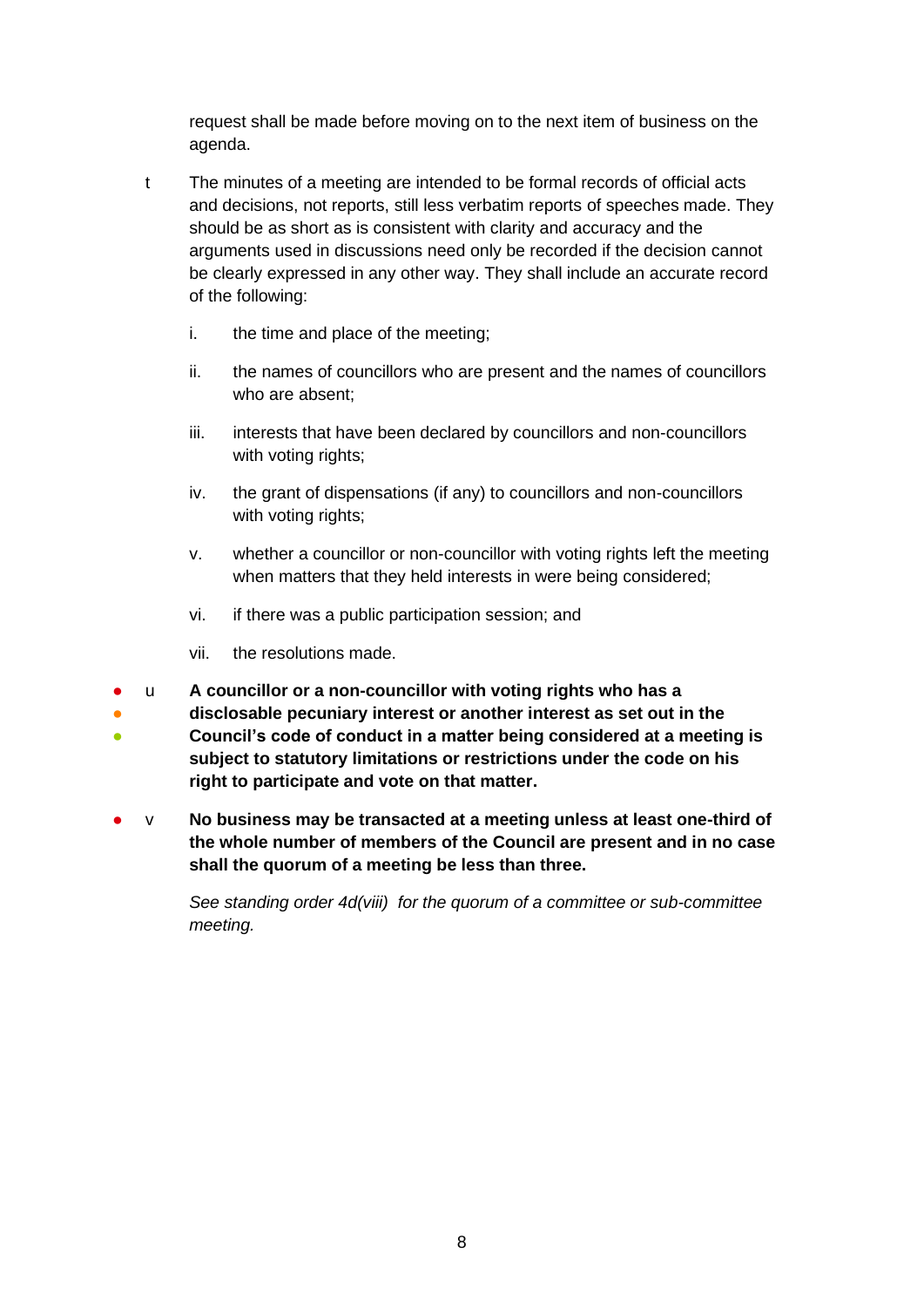request shall be made before moving on to the next item of business on the agenda.

t The minutes of a meeting are intended to be formal records of official acts and decisions, not reports, still less verbatim reports of speeches made. They should be as short as is consistent with clarity and accuracy and the arguments used in discussions need only be recorded if the decision cannot be clearly expressed in any other way. They shall include an accurate record of the following:

i. the time and place of the meeting;

ii. the names of councillors who are present and the names of councillors who are absent;

iii. interests that have been declared by councillors and non-councillors with voting rights;

iv. the grant of dispensations (if any) to councillors and non-councillors with voting rights;

v. whether a councillor or non-councillor with voting rights left the meeting when matters that they held interests in were being considered;

vi. if there was a public participation session; and

vii. the resolutions made.

● ● ● u **A councillor or a non-councillor with voting rights who has a disclosable pecuniary interest or another interest as set out in the Council's code of conduct in a matter being considered at a meeting is subject to statutory limitations or restrictions under the code on his right to participate and vote on that matter.**

● v **No business may be transacted at a meeting unless at least one-third of the whole number of members of the Council are present and in no case shall the quorum of a meeting be less than three.**

*See standing order 4d(viii) for the quorum of a committee or sub-committee meeting.*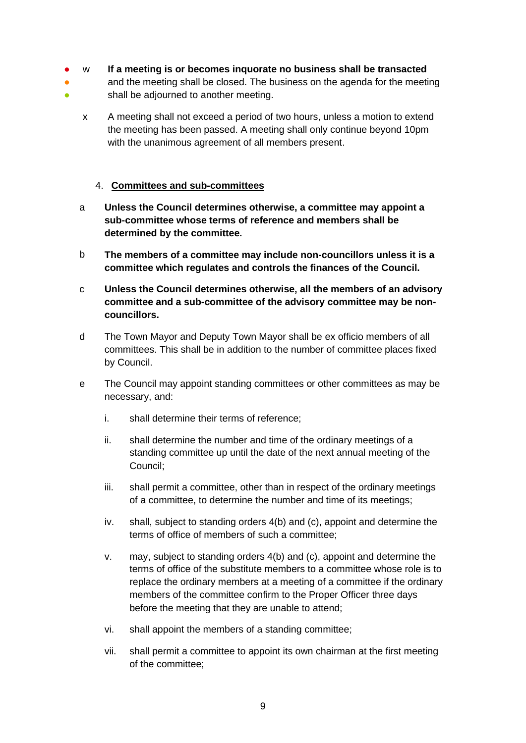w **If a meeting is or becomes inquorate no business shall be transacted** and the meeting shall be closed. The business on the agenda for the meeting shall be adjourned to another meeting.

x A meeting shall not exceed a period of two hours, unless a motion to extend the meeting has been passed. A meeting shall only continue beyond 10pm with the unanimous agreement of all members present.

4. **Committees and sub-committees**

a **Unless the Council determines otherwise, a committee may appoint a sub-committee whose terms of reference and members shall be determined by the committee.**

b **The members of a committee may include non-councillors unless it is a committee which regulates and controls the finances of the Council.**

c **Unless the Council determines otherwise, all the members of an advisory committee and a sub-committee of the advisory committee may be non-councillors.**

d The Town Mayor and Deputy Town Mayor shall be ex officio members of all committees. This shall be in addition to the number of committee places fixed by Council.

e The Council may appoint standing committees or other committees as may be necessary, and:

i. shall determine their terms of reference;

ii. shall determine the number and time of the ordinary meetings of a standing committee up until the date of the next annual meeting of the Council;

iii. shall permit a committee, other than in respect of the ordinary meetings of a committee, to determine the number and time of its meetings;

iv. shall, subject to standing orders 4(b) and (c), appoint and determine the terms of office of members of such a committee;

v. may, subject to standing orders 4(b) and (c), appoint and determine the terms of office of the substitute members to a committee whose role is to replace the ordinary members at a meeting of a committee if the ordinary members of the committee confirm to the Proper Officer three days before the meeting that they are unable to attend;

vi. shall appoint the members of a standing committee;

vii. shall permit a committee to appoint its own chairman at the first meeting of the committee;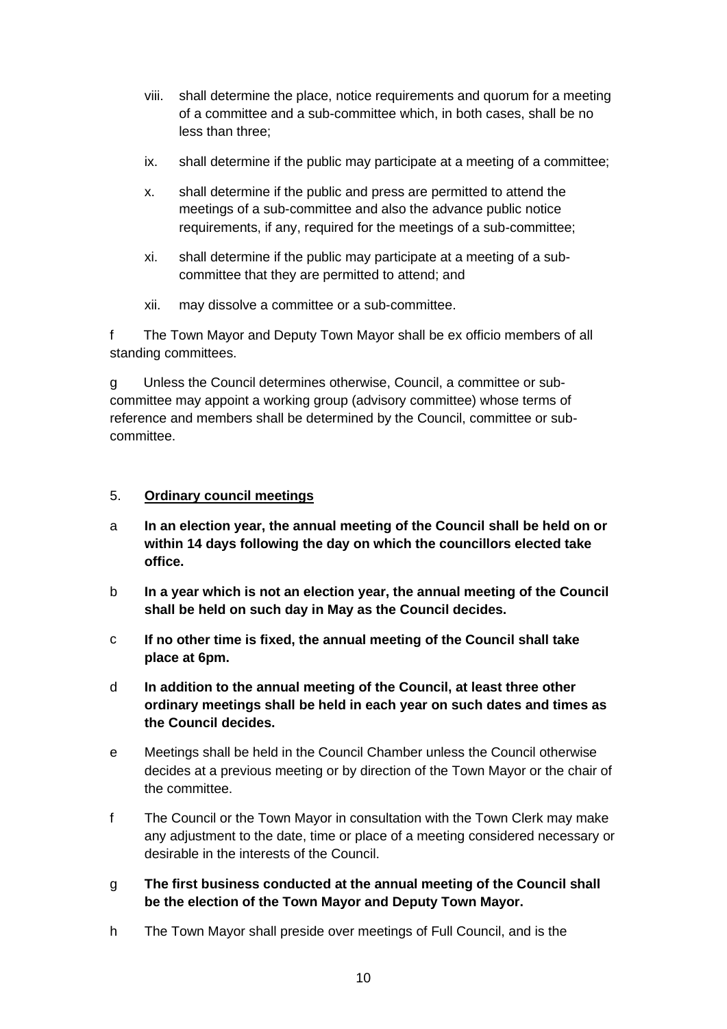viii. shall determine the place, notice requirements and quorum for a meeting of a committee and a sub-committee which, in both cases, shall be no less than three;

ix. shall determine if the public may participate at a meeting of a committee;

x. shall determine if the public and press are permitted to attend the meetings of a sub-committee and also the advance public notice requirements, if any, required for the meetings of a sub-committee;

xi. shall determine if the public may participate at a meeting of a sub-committee that they are permitted to attend; and

xii. may dissolve a committee or a sub-committee.

f The Town Mayor and Deputy Town Mayor shall be ex officio members of all standing committees.

g Unless the Council determines otherwise, Council, a committee or sub-committee may appoint a working group (advisory committee) whose terms of reference and members shall be determined by the Council, committee or sub-committee.

5. **Ordinary council meetings**

a **In an election year, the annual meeting of the Council shall be held on or within 14 days following the day on which the councillors elected take office.**

b **In a year which is not an election year, the annual meeting of the Council shall be held on such day in May as the Council decides.**

c **If no other time is fixed, the annual meeting of the Council shall take place at 6pm.**

d **In addition to the annual meeting of the Council, at least three other ordinary meetings shall be held in each year on such dates and times as the Council decides.**

e Meetings shall be held in the Council Chamber unless the Council otherwise decides at a previous meeting or by direction of the Town Mayor or the chair of the committee.

f The Council or the Town Mayor in consultation with the Town Clerk may make any adjustment to the date, time or place of a meeting considered necessary or desirable in the interests of the Council.

g **The first business conducted at the annual meeting of the Council shall be the election of the Town Mayor and Deputy Town Mayor.**

h The Town Mayor shall preside over meetings of Full Council, and is the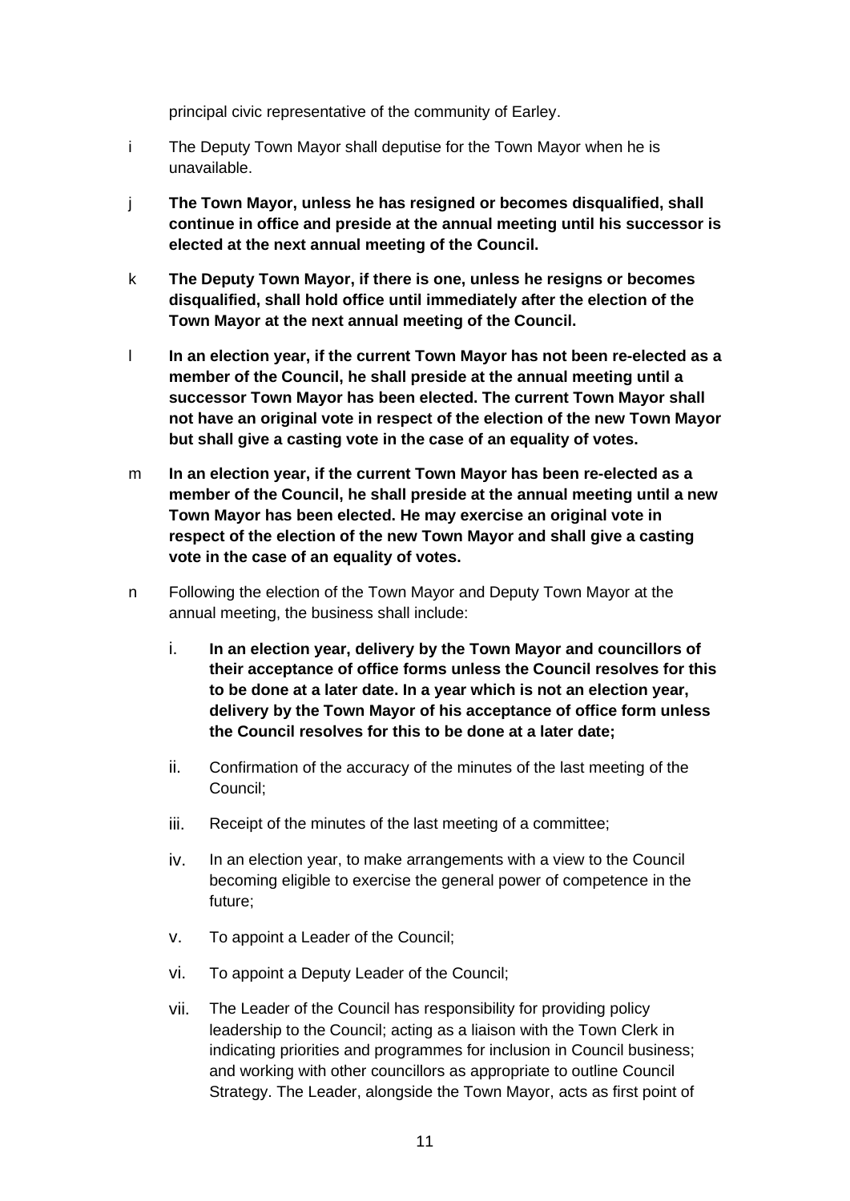principal civic representative of the community of Earley.

i The Deputy Town Mayor shall deputise for the Town Mayor when he is unavailable.

j **The Town Mayor, unless he has resigned or becomes disqualified, shall continue in office and preside at the annual meeting until his successor is elected at the next annual meeting of the Council.**

k **The Deputy Town Mayor, if there is one, unless he resigns or becomes disqualified, shall hold office until immediately after the election of the Town Mayor at the next annual meeting of the Council.**

l **In an election year, if the current Town Mayor has not been re-elected as a member of the Council, he shall preside at the annual meeting until a successor Town Mayor has been elected. The current Town Mayor shall not have an original vote in respect of the election of the new Town Mayor but shall give a casting vote in the case of an equality of votes.**

m **In an election year, if the current Town Mayor has been re-elected as a member of the Council, he shall preside at the annual meeting until a new Town Mayor has been elected. He may exercise an original vote in respect of the election of the new Town Mayor and shall give a casting vote in the case of an equality of votes.**

n Following the election of the Town Mayor and Deputy Town Mayor at the annual meeting, the business shall include:

   i. **In an election year, delivery by the Town Mayor and councillors of their acceptance of office forms unless the Council resolves for this to be done at a later date. In a year which is not an election year, delivery by the Town Mayor of his acceptance of office form unless the Council resolves for this to be done at a later date;**

   ii. Confirmation of the accuracy of the minutes of the last meeting of the Council;

   iii. Receipt of the minutes of the last meeting of a committee;

   iv. In an election year, to make arrangements with a view to the Council becoming eligible to exercise the general power of competence in the future;

   v. To appoint a Leader of the Council;

   vi. To appoint a Deputy Leader of the Council;

   vii. The Leader of the Council has responsibility for providing policy leadership to the Council; acting as a liaison with the Town Clerk in indicating priorities and programmes for inclusion in Council business; and working with other councillors as appropriate to outline Council Strategy. The Leader, alongside the Town Mayor, acts as first point of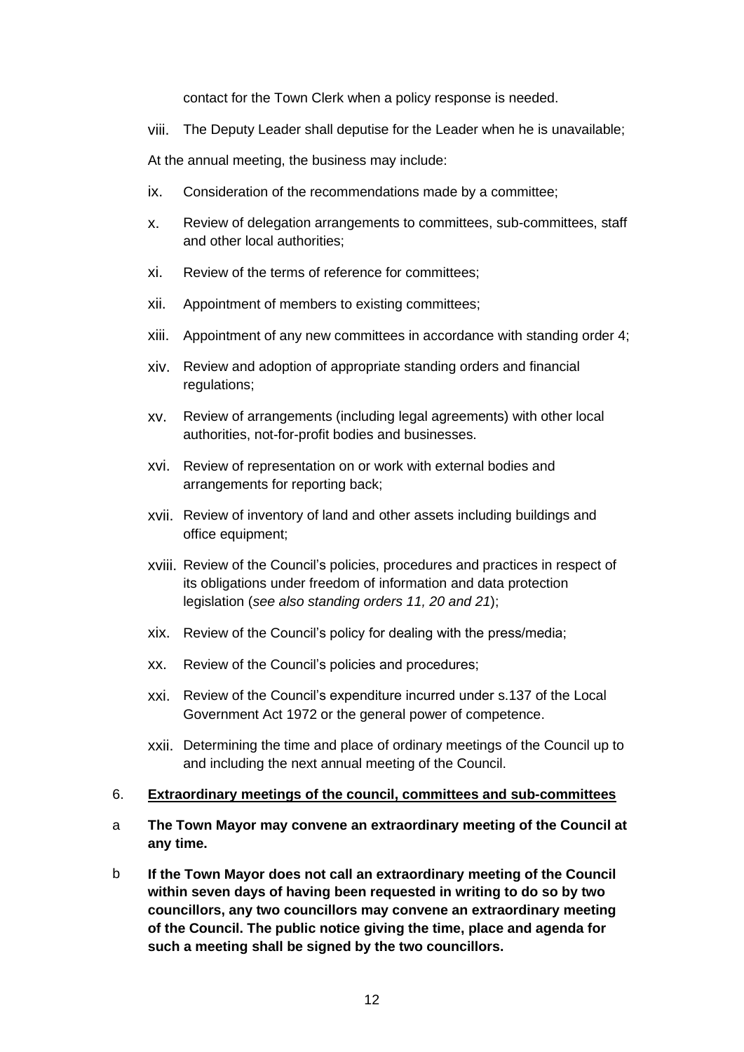contact for the Town Clerk when a policy response is needed.

viii. The Deputy Leader shall deputise for the Leader when he is unavailable;

At the annual meeting, the business may include:

ix. Consideration of the recommendations made by a committee;

x. Review of delegation arrangements to committees, sub-committees, staff and other local authorities;

xi. Review of the terms of reference for committees;

xii. Appointment of members to existing committees;

xiii. Appointment of any new committees in accordance with standing order 4;

xiv. Review and adoption of appropriate standing orders and financial regulations;

xv. Review of arrangements (including legal agreements) with other local authorities, not-for-profit bodies and businesses.

xvi. Review of representation on or work with external bodies and arrangements for reporting back;

xvii. Review of inventory of land and other assets including buildings and office equipment;

xviii. Review of the Council's policies, procedures and practices in respect of its obligations under freedom of information and data protection legislation (*see also standing orders 11, 20 and 21*);

xix. Review of the Council's policy for dealing with the press/media;

xx. Review of the Council's policies and procedures;

xxi. Review of the Council's expenditure incurred under s.137 of the Local Government Act 1972 or the general power of competence.

xxii. Determining the time and place of ordinary meetings of the Council up to and including the next annual meeting of the Council.

## 6. Extraordinary meetings of the council, committees and sub-committees

a **The Town Mayor may convene an extraordinary meeting of the Council at any time.**

b **If the Town Mayor does not call an extraordinary meeting of the Council within seven days of having been requested in writing to do so by two councillors, any two councillors may convene an extraordinary meeting of the Council. The public notice giving the time, place and agenda for such a meeting shall be signed by the two councillors.**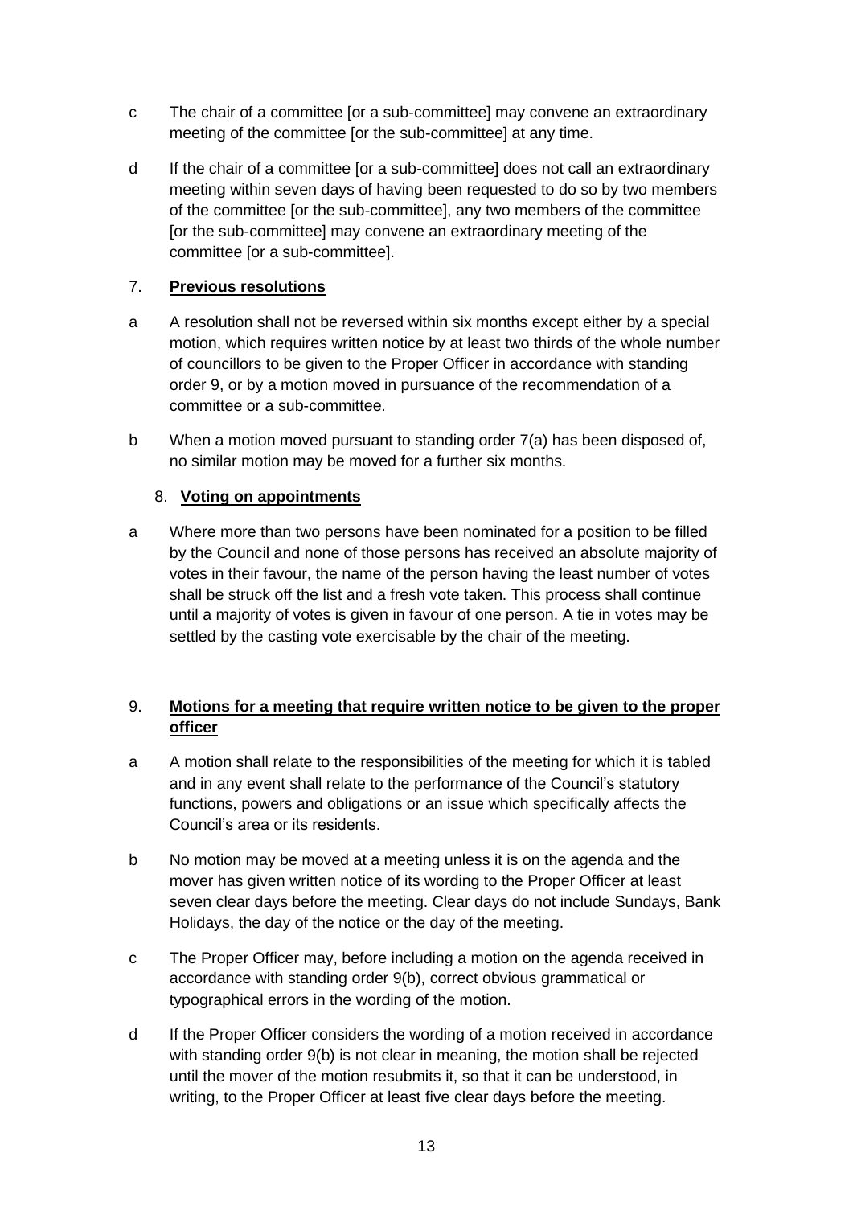c The chair of a committee [or a sub-committee] may convene an extraordinary meeting of the committee [or the sub-committee] at any time.

d If the chair of a committee [or a sub-committee] does not call an extraordinary meeting within seven days of having been requested to do so by two members of the committee [or the sub-committee], any two members of the committee [or the sub-committee] may convene an extraordinary meeting of the committee [or a sub-committee].

## 7. **Previous resolutions**

a A resolution shall not be reversed within six months except either by a special motion, which requires written notice by at least two thirds of the whole number of councillors to be given to the Proper Officer in accordance with standing order 9, or by a motion moved in pursuance of the recommendation of a committee or a sub-committee.

b When a motion moved pursuant to standing order 7(a) has been disposed of, no similar motion may be moved for a further six months.

## 8. **Voting on appointments**

a Where more than two persons have been nominated for a position to be filled by the Council and none of those persons has received an absolute majority of votes in their favour, the name of the person having the least number of votes shall be struck off the list and a fresh vote taken. This process shall continue until a majority of votes is given in favour of one person. A tie in votes may be settled by the casting vote exercisable by the chair of the meeting.

## 9. **Motions for a meeting that require written notice to be given to the proper officer**

a A motion shall relate to the responsibilities of the meeting for which it is tabled and in any event shall relate to the performance of the Council's statutory functions, powers and obligations or an issue which specifically affects the Council's area or its residents.

b No motion may be moved at a meeting unless it is on the agenda and the mover has given written notice of its wording to the Proper Officer at least seven clear days before the meeting. Clear days do not include Sundays, Bank Holidays, the day of the notice or the day of the meeting.

c The Proper Officer may, before including a motion on the agenda received in accordance with standing order 9(b), correct obvious grammatical or typographical errors in the wording of the motion.

d If the Proper Officer considers the wording of a motion received in accordance with standing order 9(b) is not clear in meaning, the motion shall be rejected until the mover of the motion resubmits it, so that it can be understood, in writing, to the Proper Officer at least five clear days before the meeting.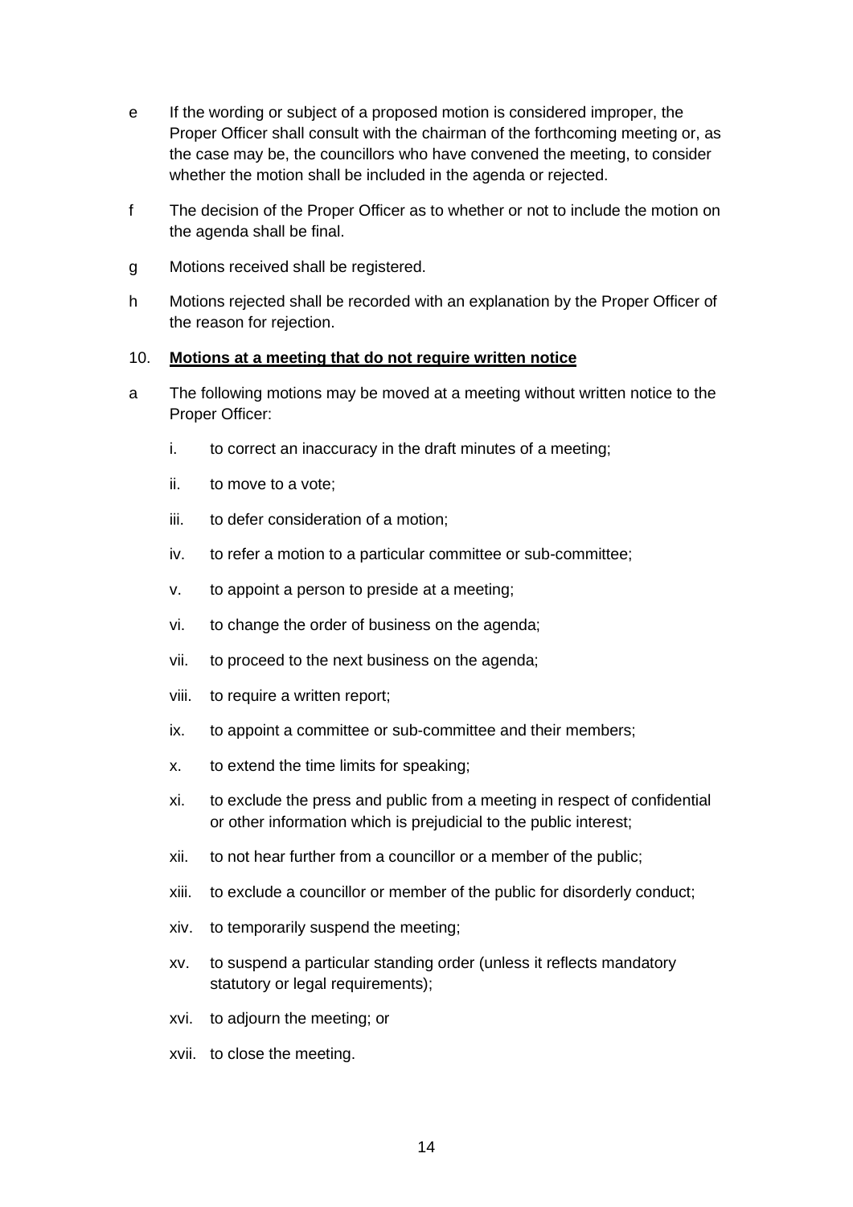e If the wording or subject of a proposed motion is considered improper, the Proper Officer shall consult with the chairman of the forthcoming meeting or, as the case may be, the councillors who have convened the meeting, to consider whether the motion shall be included in the agenda or rejected.

f The decision of the Proper Officer as to whether or not to include the motion on the agenda shall be final.

g Motions received shall be registered.

h Motions rejected shall be recorded with an explanation by the Proper Officer of the reason for rejection.

10. **Motions at a meeting that do not require written notice**

a The following motions may be moved at a meeting without written notice to the Proper Officer:

i. to correct an inaccuracy in the draft minutes of a meeting;

ii. to move to a vote;

iii. to defer consideration of a motion;

iv. to refer a motion to a particular committee or sub-committee;

v. to appoint a person to preside at a meeting;

vi. to change the order of business on the agenda;

vii. to proceed to the next business on the agenda;

viii. to require a written report;

ix. to appoint a committee or sub-committee and their members;

x. to extend the time limits for speaking;

xi. to exclude the press and public from a meeting in respect of confidential or other information which is prejudicial to the public interest;

xii. to not hear further from a councillor or a member of the public;

xiii. to exclude a councillor or member of the public for disorderly conduct;

xiv. to temporarily suspend the meeting;

xv. to suspend a particular standing order (unless it reflects mandatory statutory or legal requirements);

xvi. to adjourn the meeting; or

xvii. to close the meeting.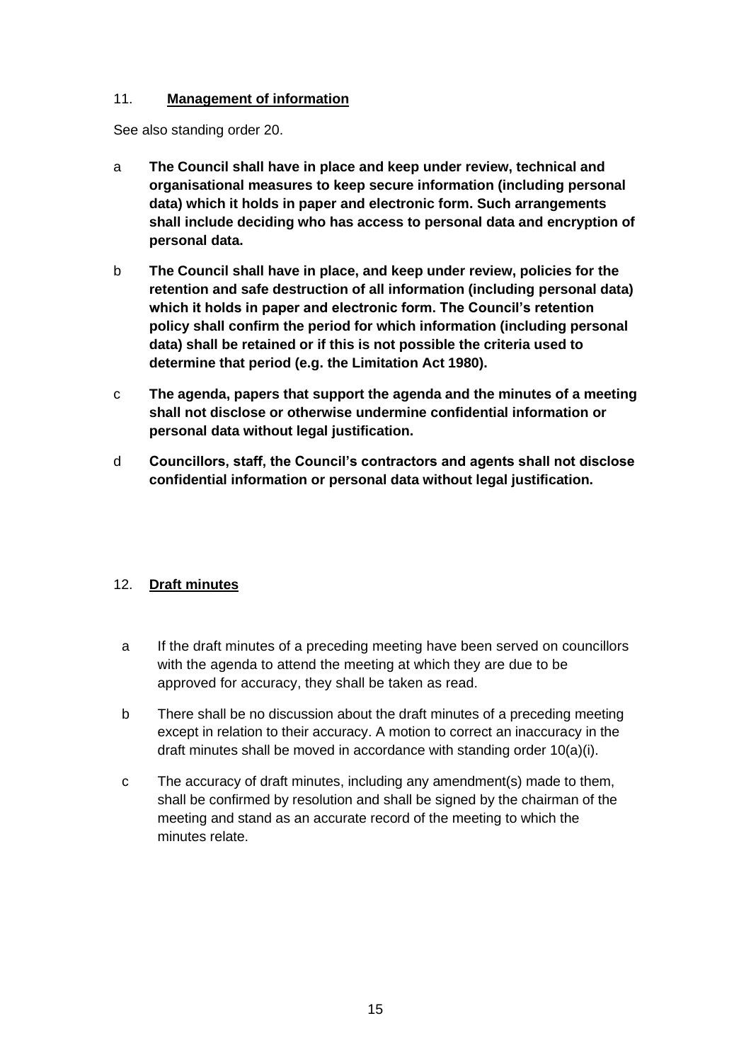## 11. **Management of information**

See also standing order 20.

a **The Council shall have in place and keep under review, technical and organisational measures to keep secure information (including personal data) which it holds in paper and electronic form. Such arrangements shall include deciding who has access to personal data and encryption of personal data.**

b **The Council shall have in place, and keep under review, policies for the retention and safe destruction of all information (including personal data) which it holds in paper and electronic form. The Council's retention policy shall confirm the period for which information (including personal data) shall be retained or if this is not possible the criteria used to determine that period (e.g. the Limitation Act 1980).**

c **The agenda, papers that support the agenda and the minutes of a meeting shall not disclose or otherwise undermine confidential information or personal data without legal justification.**

d **Councillors, staff, the Council's contractors and agents shall not disclose confidential information or personal data without legal justification.**

## 12. **Draft minutes**

a If the draft minutes of a preceding meeting have been served on councillors with the agenda to attend the meeting at which they are due to be approved for accuracy, they shall be taken as read.

b There shall be no discussion about the draft minutes of a preceding meeting except in relation to their accuracy. A motion to correct an inaccuracy in the draft minutes shall be moved in accordance with standing order 10(a)(i).

c The accuracy of draft minutes, including any amendment(s) made to them, shall be confirmed by resolution and shall be signed by the chairman of the meeting and stand as an accurate record of the meeting to which the minutes relate.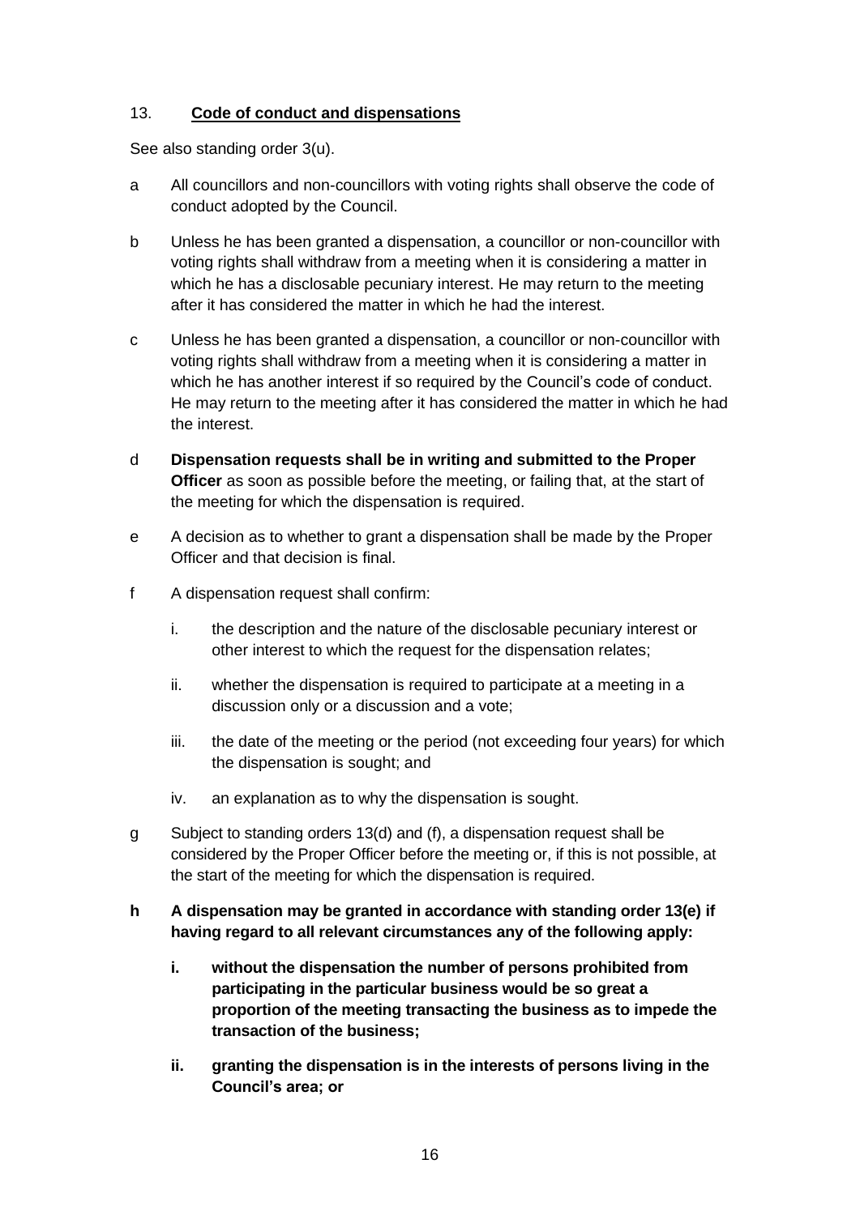13. **Code of conduct and dispensations**

See also standing order 3(u).

a All councillors and non-councillors with voting rights shall observe the code of conduct adopted by the Council.

b Unless he has been granted a dispensation, a councillor or non-councillor with voting rights shall withdraw from a meeting when it is considering a matter in which he has a disclosable pecuniary interest. He may return to the meeting after it has considered the matter in which he had the interest.

c Unless he has been granted a dispensation, a councillor or non-councillor with voting rights shall withdraw from a meeting when it is considering a matter in which he has another interest if so required by the Council's code of conduct. He may return to the meeting after it has considered the matter in which he had the interest.

d **Dispensation requests shall be in writing and submitted to the Proper Officer** as soon as possible before the meeting, or failing that, at the start of the meeting for which the dispensation is required.

e A decision as to whether to grant a dispensation shall be made by the Proper Officer and that decision is final.

f A dispensation request shall confirm:

i. the description and the nature of the disclosable pecuniary interest or other interest to which the request for the dispensation relates;

ii. whether the dispensation is required to participate at a meeting in a discussion only or a discussion and a vote;

iii. the date of the meeting or the period (not exceeding four years) for which the dispensation is sought; and

iv. an explanation as to why the dispensation is sought.

g Subject to standing orders 13(d) and (f), a dispensation request shall be considered by the Proper Officer before the meeting or, if this is not possible, at the start of the meeting for which the dispensation is required.

**h A dispensation may be granted in accordance with standing order 13(e) if having regard to all relevant circumstances any of the following apply:**

**i. without the dispensation the number of persons prohibited from participating in the particular business would be so great a proportion of the meeting transacting the business as to impede the transaction of the business;**

**ii. granting the dispensation is in the interests of persons living in the Council's area; or**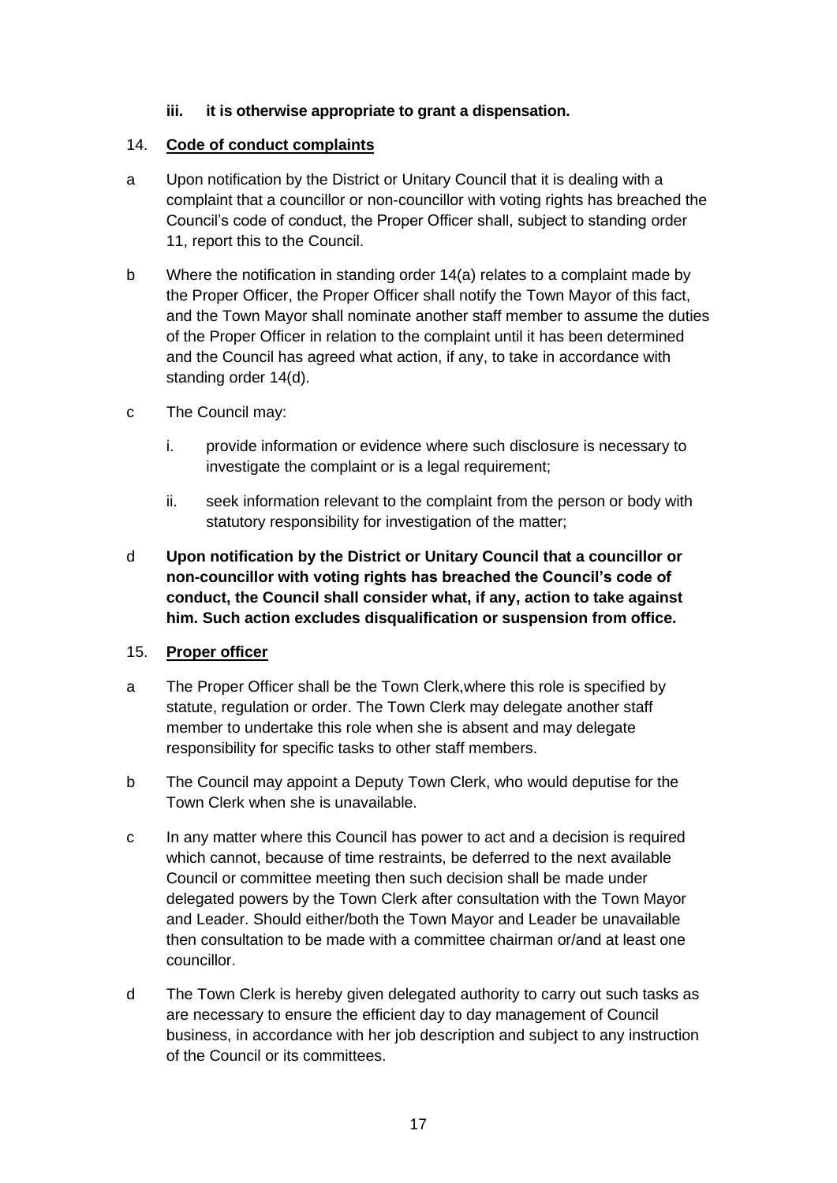**iii. it is otherwise appropriate to grant a dispensation.**

14. **Code of conduct complaints**

a Upon notification by the District or Unitary Council that it is dealing with a complaint that a councillor or non-councillor with voting rights has breached the Council's code of conduct, the Proper Officer shall, subject to standing order 11, report this to the Council.

b Where the notification in standing order 14(a) relates to a complaint made by the Proper Officer, the Proper Officer shall notify the Town Mayor of this fact, and the Town Mayor shall nominate another staff member to assume the duties of the Proper Officer in relation to the complaint until it has been determined and the Council has agreed what action, if any, to take in accordance with standing order 14(d).

c The Council may:

i. provide information or evidence where such disclosure is necessary to investigate the complaint or is a legal requirement;

ii. seek information relevant to the complaint from the person or body with statutory responsibility for investigation of the matter;

d **Upon notification by the District or Unitary Council that a councillor or non-councillor with voting rights has breached the Council's code of conduct, the Council shall consider what, if any, action to take against him. Such action excludes disqualification or suspension from office.**

15. **Proper officer**

a The Proper Officer shall be the Town Clerk,where this role is specified by statute, regulation or order. The Town Clerk may delegate another staff member to undertake this role when she is absent and may delegate responsibility for specific tasks to other staff members.

b The Council may appoint a Deputy Town Clerk, who would deputise for the Town Clerk when she is unavailable.

c In any matter where this Council has power to act and a decision is required which cannot, because of time restraints, be deferred to the next available Council or committee meeting then such decision shall be made under delegated powers by the Town Clerk after consultation with the Town Mayor and Leader. Should either/both the Town Mayor and Leader be unavailable then consultation to be made with a committee chairman or/and at least one councillor.

d The Town Clerk is hereby given delegated authority to carry out such tasks as are necessary to ensure the efficient day to day management of Council business, in accordance with her job description and subject to any instruction of the Council or its committees.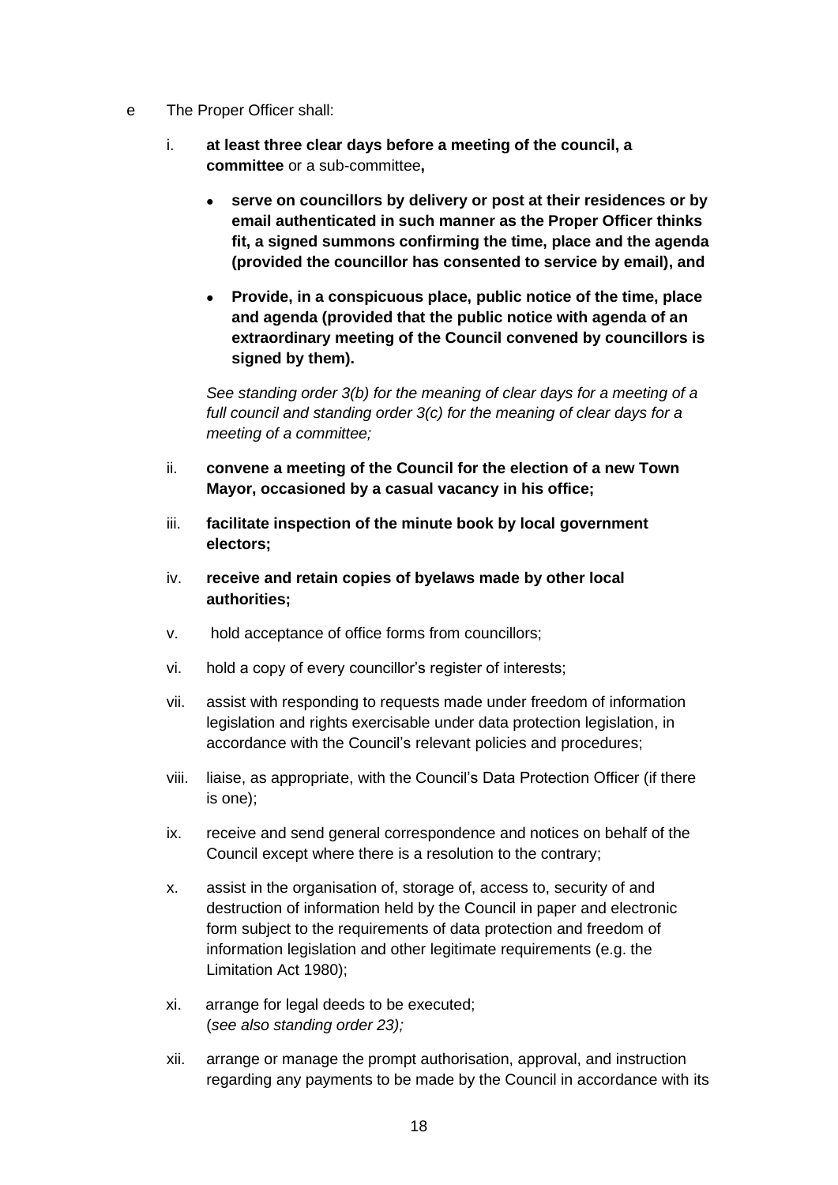e The Proper Officer shall:

i. **at least three clear days before a meeting of the council, a committee** or a sub-committee**,**

   - **serve on councillors by delivery or post at their residences or by email authenticated in such manner as the Proper Officer thinks fit, a signed summons confirming the time, place and the agenda (provided the councillor has consented to service by email), and**
   - **Provide, in a conspicuous place, public notice of the time, place and agenda (provided that the public notice with agenda of an extraordinary meeting of the Council convened by councillors is signed by them).**

   *See standing order 3(b) for the meaning of clear days for a meeting of a full council and standing order 3(c) for the meaning of clear days for a meeting of a committee;*

ii. **convene a meeting of the Council for the election of a new Town Mayor, occasioned by a casual vacancy in his office;**

iii. **facilitate inspection of the minute book by local government electors;**

iv. **receive and retain copies of byelaws made by other local authorities;**

v. hold acceptance of office forms from councillors;

vi. hold a copy of every councillor's register of interests;

vii. assist with responding to requests made under freedom of information legislation and rights exercisable under data protection legislation, in accordance with the Council's relevant policies and procedures;

viii. liaise, as appropriate, with the Council's Data Protection Officer (if there is one);

ix. receive and send general correspondence and notices on behalf of the Council except where there is a resolution to the contrary;

x. assist in the organisation of, storage of, access to, security of and destruction of information held by the Council in paper and electronic form subject to the requirements of data protection and freedom of information legislation and other legitimate requirements (e.g. the Limitation Act 1980);

xi. arrange for legal deeds to be executed;
(*see also standing order 23);*

xii. arrange or manage the prompt authorisation, approval, and instruction regarding any payments to be made by the Council in accordance with its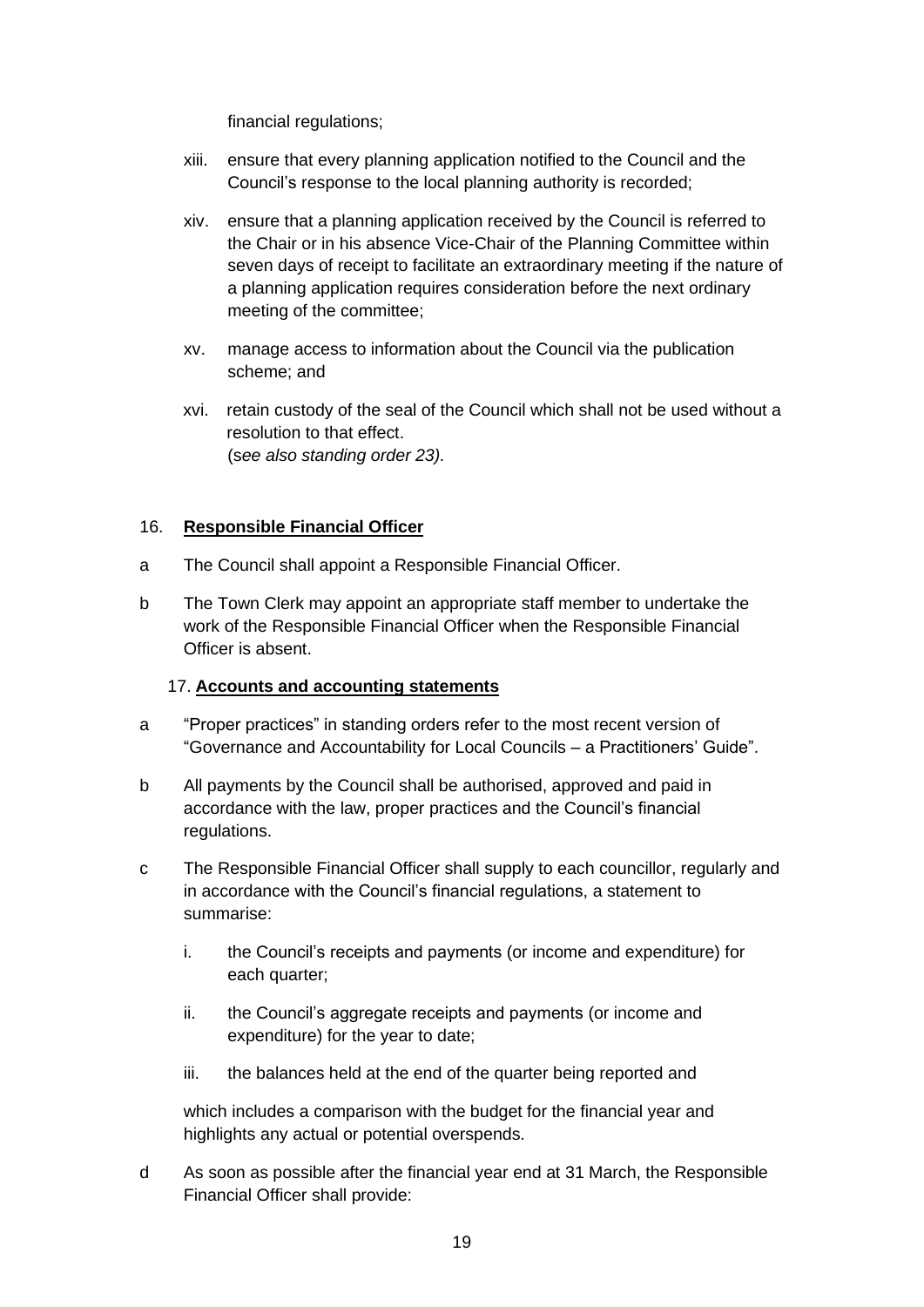financial regulations;

xiii. ensure that every planning application notified to the Council and the Council's response to the local planning authority is recorded;

xiv. ensure that a planning application received by the Council is referred to the Chair or in his absence Vice-Chair of the Planning Committee within seven days of receipt to facilitate an extraordinary meeting if the nature of a planning application requires consideration before the next ordinary meeting of the committee;

xv. manage access to information about the Council via the publication scheme; and

xvi. retain custody of the seal of the Council which shall not be used without a resolution to that effect.
(*see also standing order 23).*

16. **Responsible Financial Officer**

a The Council shall appoint a Responsible Financial Officer.

b The Town Clerk may appoint an appropriate staff member to undertake the work of the Responsible Financial Officer when the Responsible Financial Officer is absent.

17. **Accounts and accounting statements**

a "Proper practices" in standing orders refer to the most recent version of "Governance and Accountability for Local Councils – a Practitioners' Guide".

b All payments by the Council shall be authorised, approved and paid in accordance with the law, proper practices and the Council's financial regulations.

c The Responsible Financial Officer shall supply to each councillor, regularly and in accordance with the Council's financial regulations, a statement to summarise:

i. the Council's receipts and payments (or income and expenditure) for each quarter;

ii. the Council's aggregate receipts and payments (or income and expenditure) for the year to date;

iii. the balances held at the end of the quarter being reported and

which includes a comparison with the budget for the financial year and highlights any actual or potential overspends.

d As soon as possible after the financial year end at 31 March, the Responsible Financial Officer shall provide: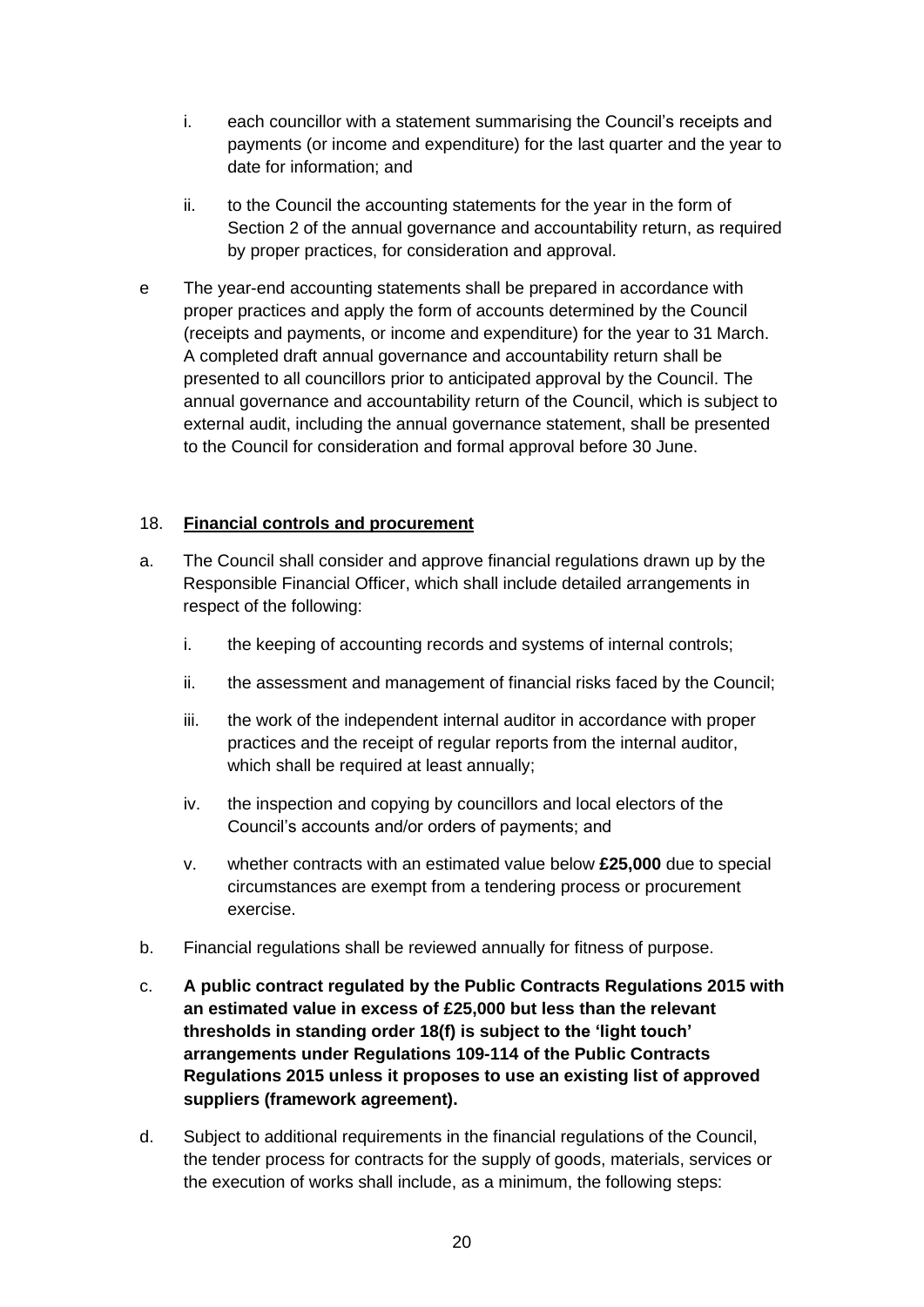i. each councillor with a statement summarising the Council's receipts and payments (or income and expenditure) for the last quarter and the year to date for information; and

ii. to the Council the accounting statements for the year in the form of Section 2 of the annual governance and accountability return, as required by proper practices, for consideration and approval.

e The year-end accounting statements shall be prepared in accordance with proper practices and apply the form of accounts determined by the Council (receipts and payments, or income and expenditure) for the year to 31 March. A completed draft annual governance and accountability return shall be presented to all councillors prior to anticipated approval by the Council. The annual governance and accountability return of the Council, which is subject to external audit, including the annual governance statement, shall be presented to the Council for consideration and formal approval before 30 June.

18. **Financial controls and procurement**

a. The Council shall consider and approve financial regulations drawn up by the Responsible Financial Officer, which shall include detailed arrangements in respect of the following:

i. the keeping of accounting records and systems of internal controls;

ii. the assessment and management of financial risks faced by the Council;

iii. the work of the independent internal auditor in accordance with proper practices and the receipt of regular reports from the internal auditor, which shall be required at least annually;

iv. the inspection and copying by councillors and local electors of the Council's accounts and/or orders of payments; and

v. whether contracts with an estimated value below **£25,000** due to special circumstances are exempt from a tendering process or procurement exercise.

b. Financial regulations shall be reviewed annually for fitness of purpose.

c. **A public contract regulated by the Public Contracts Regulations 2015 with an estimated value in excess of £25,000 but less than the relevant thresholds in standing order 18(f) is subject to the 'light touch' arrangements under Regulations 109-114 of the Public Contracts Regulations 2015 unless it proposes to use an existing list of approved suppliers (framework agreement).**

d. Subject to additional requirements in the financial regulations of the Council, the tender process for contracts for the supply of goods, materials, services or the execution of works shall include, as a minimum, the following steps: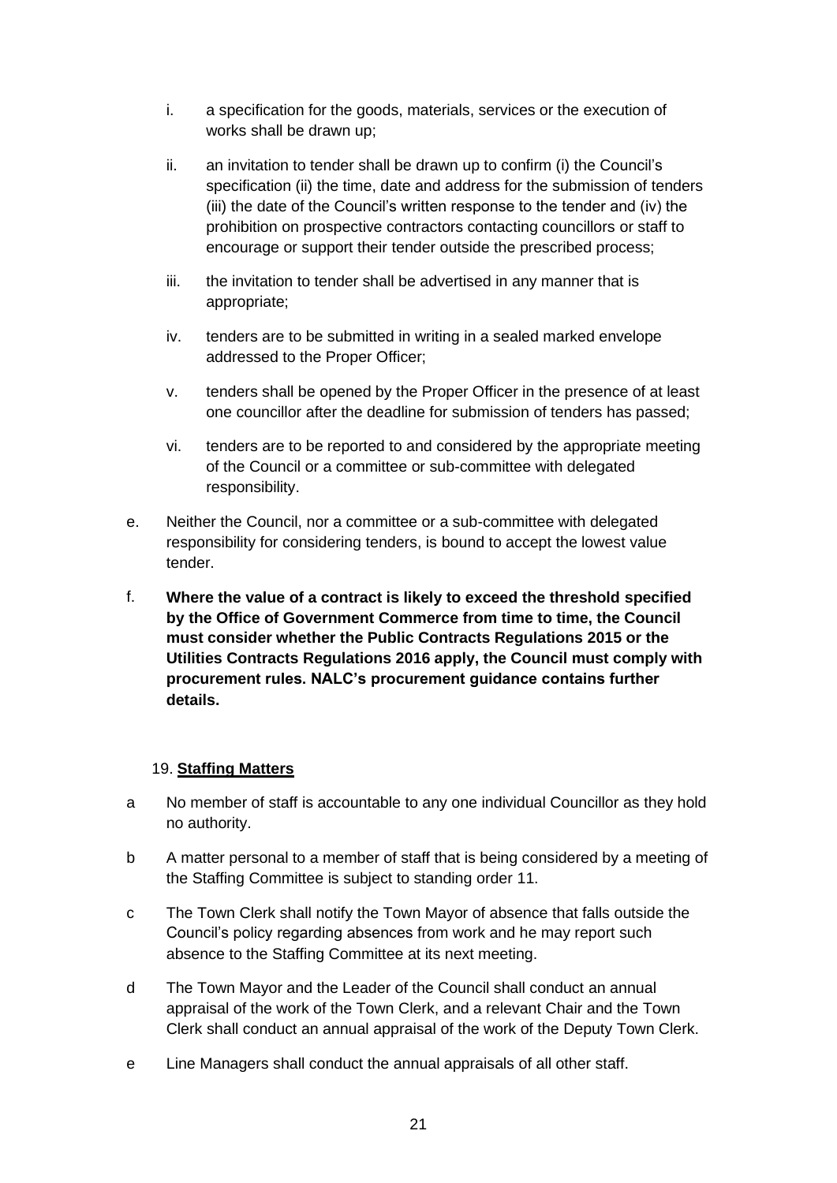i. a specification for the goods, materials, services or the execution of works shall be drawn up;

ii. an invitation to tender shall be drawn up to confirm (i) the Council's specification (ii) the time, date and address for the submission of tenders (iii) the date of the Council's written response to the tender and (iv) the prohibition on prospective contractors contacting councillors or staff to encourage or support their tender outside the prescribed process;

iii. the invitation to tender shall be advertised in any manner that is appropriate;

iv. tenders are to be submitted in writing in a sealed marked envelope addressed to the Proper Officer;

v. tenders shall be opened by the Proper Officer in the presence of at least one councillor after the deadline for submission of tenders has passed;

vi. tenders are to be reported to and considered by the appropriate meeting of the Council or a committee or sub-committee with delegated responsibility.

e. Neither the Council, nor a committee or a sub-committee with delegated responsibility for considering tenders, is bound to accept the lowest value tender.

f. **Where the value of a contract is likely to exceed the threshold specified by the Office of Government Commerce from time to time, the Council must consider whether the Public Contracts Regulations 2015 or the Utilities Contracts Regulations 2016 apply, the Council must comply with procurement rules. NALC's procurement guidance contains further details.**

## 19. Staffing Matters

a No member of staff is accountable to any one individual Councillor as they hold no authority.

b A matter personal to a member of staff that is being considered by a meeting of the Staffing Committee is subject to standing order 11.

c The Town Clerk shall notify the Town Mayor of absence that falls outside the Council's policy regarding absences from work and he may report such absence to the Staffing Committee at its next meeting.

d The Town Mayor and the Leader of the Council shall conduct an annual appraisal of the work of the Town Clerk, and a relevant Chair and the Town Clerk shall conduct an annual appraisal of the work of the Deputy Town Clerk.

e Line Managers shall conduct the annual appraisals of all other staff.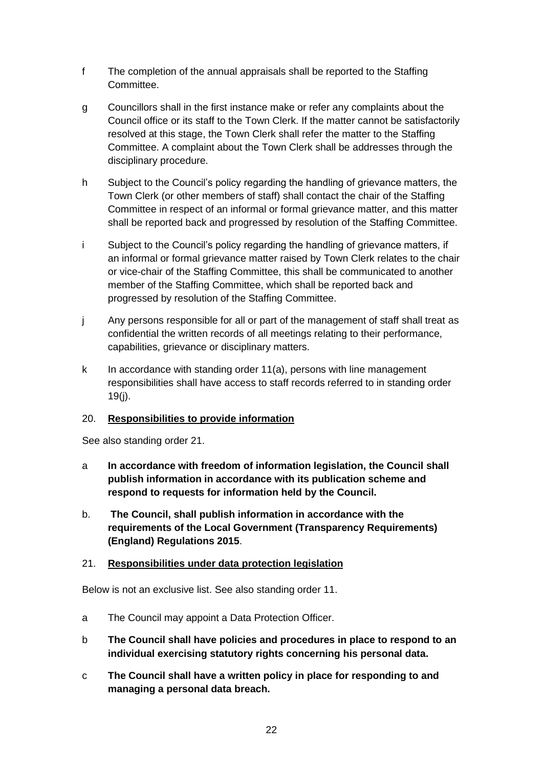f The completion of the annual appraisals shall be reported to the Staffing Committee.

g Councillors shall in the first instance make or refer any complaints about the Council office or its staff to the Town Clerk. If the matter cannot be satisfactorily resolved at this stage, the Town Clerk shall refer the matter to the Staffing Committee. A complaint about the Town Clerk shall be addresses through the disciplinary procedure.

h Subject to the Council's policy regarding the handling of grievance matters, the Town Clerk (or other members of staff) shall contact the chair of the Staffing Committee in respect of an informal or formal grievance matter, and this matter shall be reported back and progressed by resolution of the Staffing Committee.

i Subject to the Council's policy regarding the handling of grievance matters, if an informal or formal grievance matter raised by Town Clerk relates to the chair or vice-chair of the Staffing Committee, this shall be communicated to another member of the Staffing Committee, which shall be reported back and progressed by resolution of the Staffing Committee.

j Any persons responsible for all or part of the management of staff shall treat as confidential the written records of all meetings relating to their performance, capabilities, grievance or disciplinary matters.

k In accordance with standing order 11(a), persons with line management responsibilities shall have access to staff records referred to in standing order 19(j).

20. **<u>Responsibilities to provide information</u>**

See also standing order 21.

a **In accordance with freedom of information legislation, the Council shall publish information in accordance with its publication scheme and respond to requests for information held by the Council.**

b. **The Council, shall publish information in accordance with the requirements of the Local Government (Transparency Requirements) (England) Regulations 2015**.

21. **<u>Responsibilities under data protection legislation</u>**

Below is not an exclusive list. See also standing order 11.

a The Council may appoint a Data Protection Officer.

b **The Council shall have policies and procedures in place to respond to an individual exercising statutory rights concerning his personal data.**

c **The Council shall have a written policy in place for responding to and managing a personal data breach.**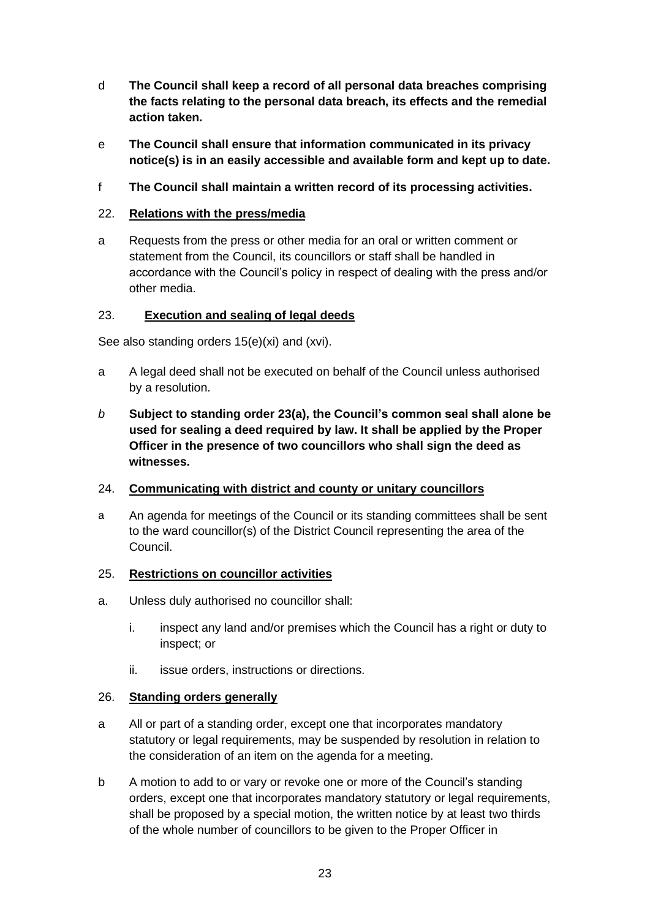d **The Council shall keep a record of all personal data breaches comprising the facts relating to the personal data breach, its effects and the remedial action taken.**

e **The Council shall ensure that information communicated in its privacy notice(s) is in an easily accessible and available form and kept up to date.**

f **The Council shall maintain a written record of its processing activities.**

22. **Relations with the press/media**

a Requests from the press or other media for an oral or written comment or statement from the Council, its councillors or staff shall be handled in accordance with the Council's policy in respect of dealing with the press and/or other media.

23. **Execution and sealing of legal deeds**

See also standing orders 15(e)(xi) and (xvi).

a A legal deed shall not be executed on behalf of the Council unless authorised by a resolution.

*b* **Subject to standing order 23(a), the Council's common seal shall alone be used for sealing a deed required by law. It shall be applied by the Proper Officer in the presence of two councillors who shall sign the deed as witnesses.**

24. **Communicating with district and county or unitary councillors**

a An agenda for meetings of the Council or its standing committees shall be sent to the ward councillor(s) of the District Council representing the area of the Council.

25. **Restrictions on councillor activities**

a. Unless duly authorised no councillor shall:

   i. inspect any land and/or premises which the Council has a right or duty to inspect; or

   ii. issue orders, instructions or directions.

26. **Standing orders generally**

a All or part of a standing order, except one that incorporates mandatory statutory or legal requirements, may be suspended by resolution in relation to the consideration of an item on the agenda for a meeting.

b A motion to add to or vary or revoke one or more of the Council's standing orders, except one that incorporates mandatory statutory or legal requirements, shall be proposed by a special motion, the written notice by at least two thirds of the whole number of councillors to be given to the Proper Officer in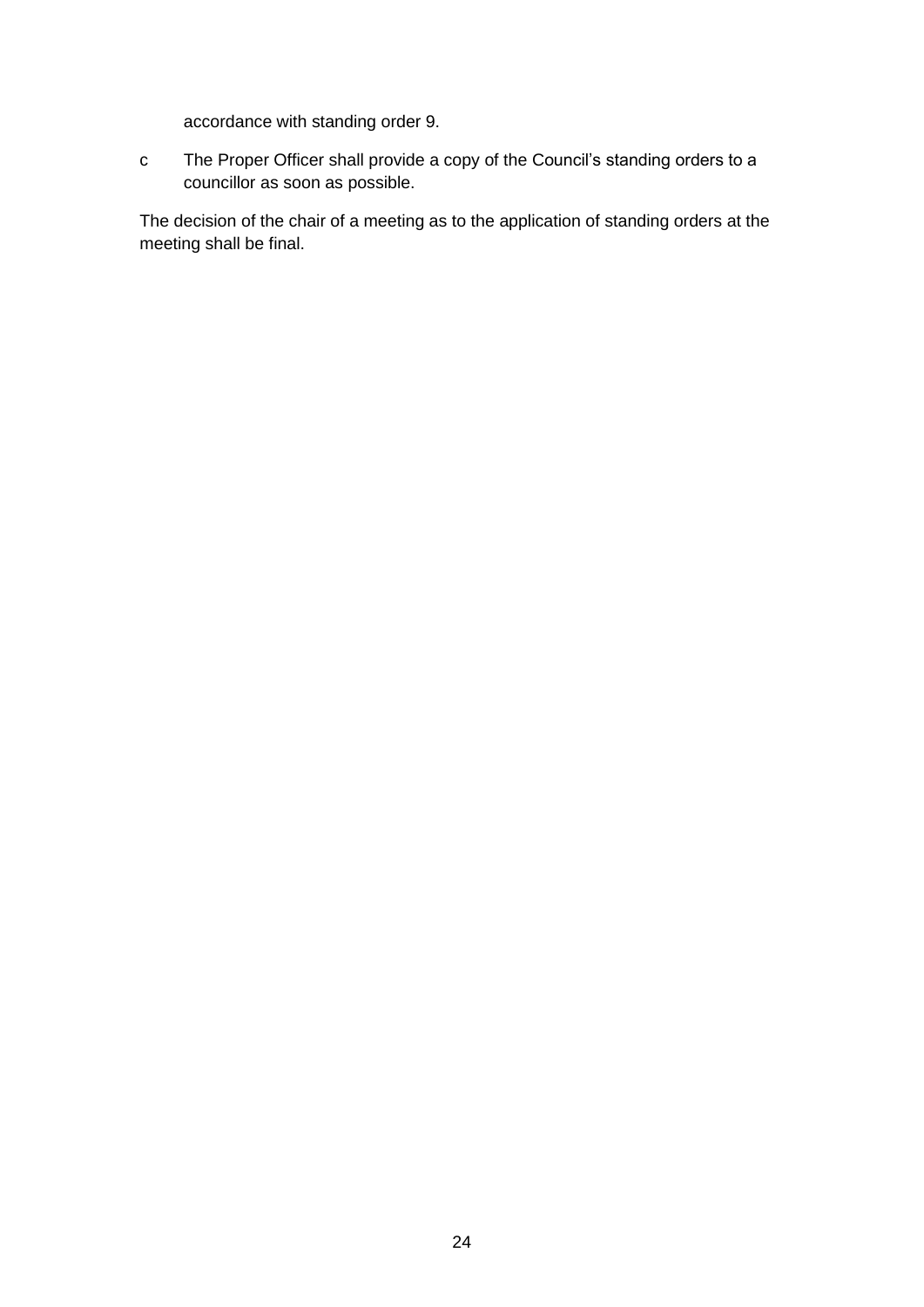accordance with standing order 9.

c The Proper Officer shall provide a copy of the Council's standing orders to a councillor as soon as possible.

The decision of the chair of a meeting as to the application of standing orders at the meeting shall be final.